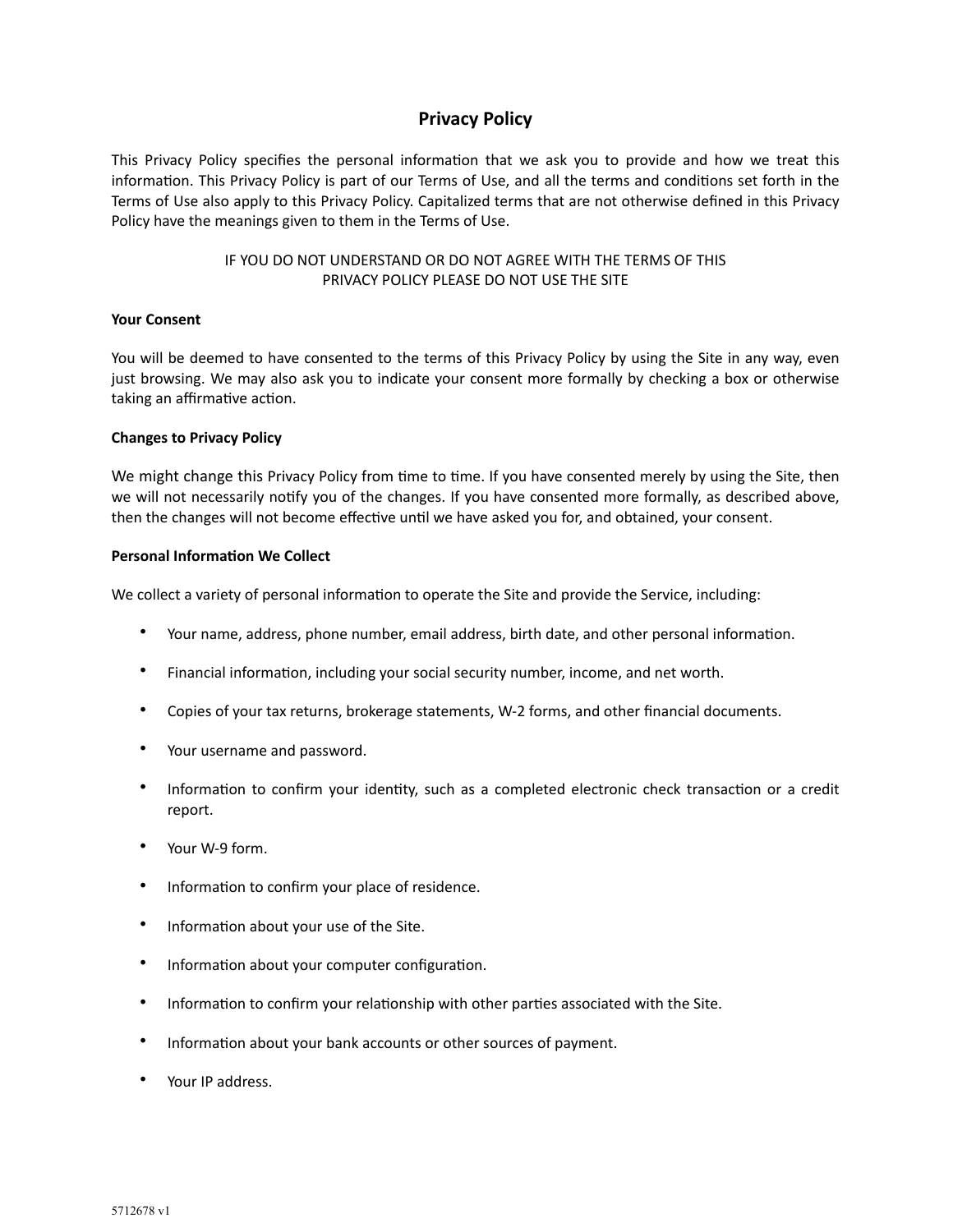# Privacy Policy

This Privacy Policy specifies the personal information that we ask you to provide and how we treat this information. This Privacy Policy is part of our Terms of Use, and all the terms and conditions set forth in the Terms of Use also apply to this Privacy Policy. Capitalized terms that are not otherwise defined in this Privacy Policy have the meanings given to them in the Terms of Use.

IF YOU DO NOT UNDERSTAND OR DO NOT AGREE WITH THE TERMS OF THIS PRIVACY POLICY PLEASE DO NOT USE THE SITE

**Your Consent**

You will be deemed to have consented to the terms of this Privacy Policy by using the Site in any way, even just browsing. We may also ask you to indicate your consent more formally by checking a box or otherwise taking an affirmative action.

**Changes to Privacy Policy**

We might change this Privacy Policy from time to time. If you have consented merely by using the Site, then we will not necessarily notify you of the changes. If you have consented more formally, as described above, then the changes will not become effective until we have asked you for, and obtained, your consent.

**Personal Information We Collect**

We collect a variety of personal information to operate the Site and provide the Service, including:

- Your name, address, phone number, email address, birth date, and other personal information.
- Financial information, including your social security number, income, and net worth.
- Copies of your tax returns, brokerage statements, W-2 forms, and other financial documents.
- Your username and password.
- Information to confirm your identity, such as a completed electronic check transaction or a credit report.
- Your W-9 form.
- Information to confirm your place of residence.
- Information about your use of the Site.
- Information about your computer configuration.
- Information to confirm your relationship with other parties associated with the Site.
- Information about your bank accounts or other sources of payment.
- Your IP address.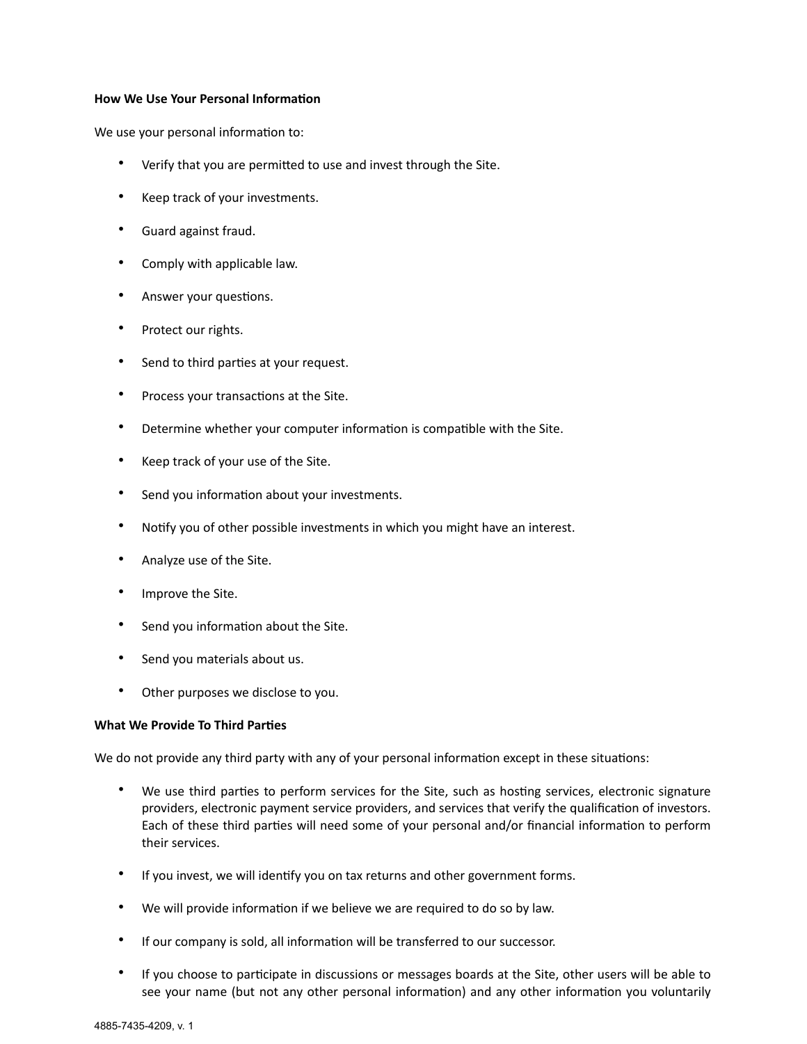**How We Use Your Personal Information**

We use your personal information to:

- Verify that you are permitted to use and invest through the Site.
- Keep track of your investments.
- Guard against fraud.
- Comply with applicable law.
- Answer your questions.
- Protect our rights.
- Send to third parties at your request.
- Process your transactions at the Site.
- Determine whether your computer information is compatible with the Site.
- Keep track of your use of the Site.
- Send you information about your investments.
- Notify you of other possible investments in which you might have an interest.
- Analyze use of the Site.
- Improve the Site.
- Send you information about the Site.
- Send you materials about us.
- Other purposes we disclose to you.

**What We Provide To Third Parties**

We do not provide any third party with any of your personal information except in these situations:

- We use third parties to perform services for the Site, such as hosting services, electronic signature providers, electronic payment service providers, and services that verify the qualification of investors. Each of these third parties will need some of your personal and/or financial information to perform their services.
- If you invest, we will identify you on tax returns and other government forms.
- We will provide information if we believe we are required to do so by law.
- If our company is sold, all information will be transferred to our successor.
- If you choose to participate in discussions or messages boards at the Site, other users will be able to see your name (but not any other personal information) and any other information you voluntarily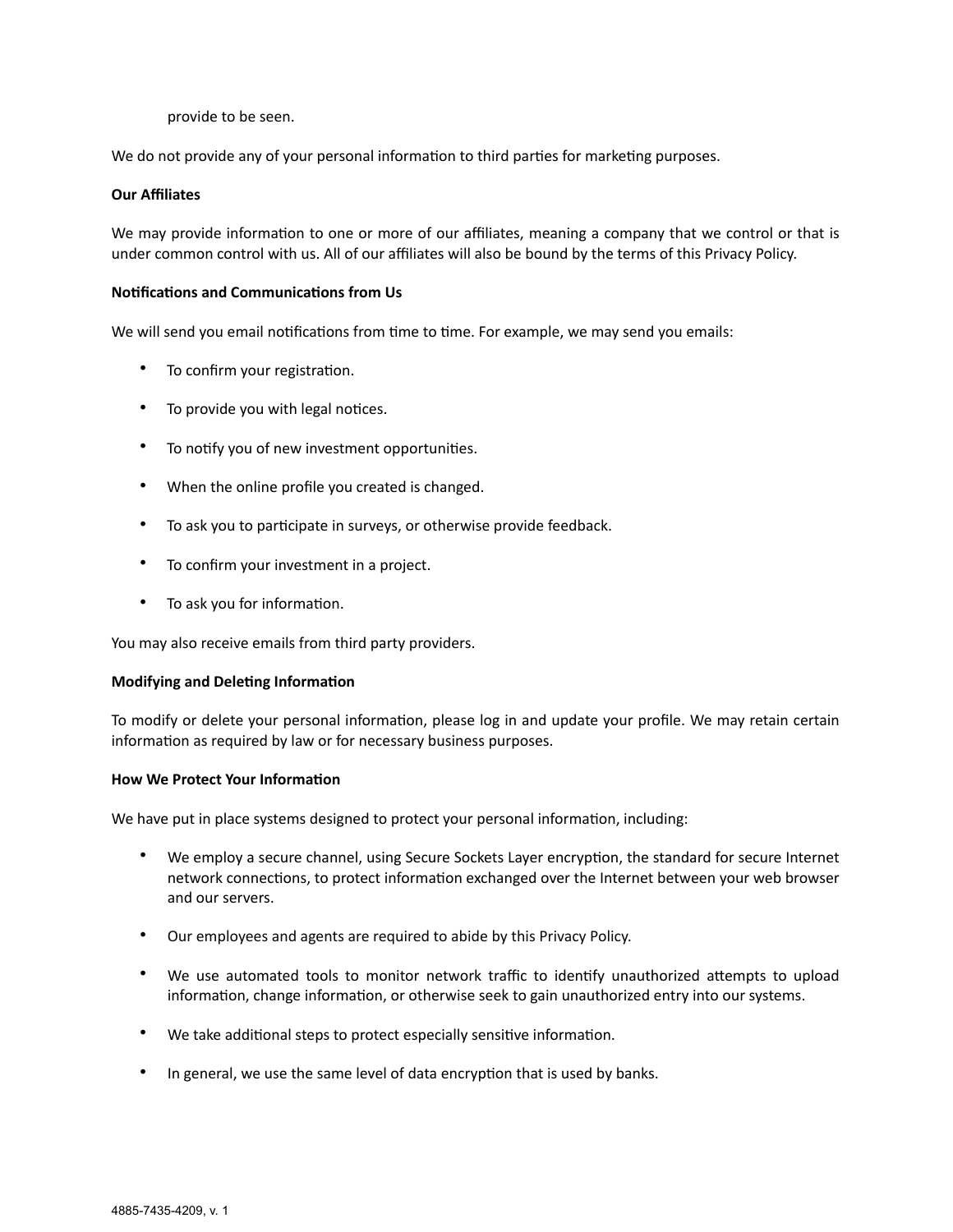provide to be seen.

We do not provide any of your personal information to third parties for marketing purposes.

**Our Affiliates**

We may provide information to one or more of our affiliates, meaning a company that we control or that is under common control with us. All of our affiliates will also be bound by the terms of this Privacy Policy.

**Notifications and Communications from Us**

We will send you email notifications from time to time. For example, we may send you emails:

- To confirm your registration.
- To provide you with legal notices.
- To notify you of new investment opportunities.
- When the online profile you created is changed.
- To ask you to participate in surveys, or otherwise provide feedback.
- To confirm your investment in a project.
- To ask you for information.

You may also receive emails from third party providers.

**Modifying and Deleting Information**

To modify or delete your personal information, please log in and update your profile. We may retain certain information as required by law or for necessary business purposes.

**How We Protect Your Information**

We have put in place systems designed to protect your personal information, including:

- We employ a secure channel, using Secure Sockets Layer encryption, the standard for secure Internet network connections, to protect information exchanged over the Internet between your web browser and our servers.
- Our employees and agents are required to abide by this Privacy Policy.
- We use automated tools to monitor network traffic to identify unauthorized attempts to upload information, change information, or otherwise seek to gain unauthorized entry into our systems.
- We take additional steps to protect especially sensitive information.
- In general, we use the same level of data encryption that is used by banks.

4885-7435-4209, v. 1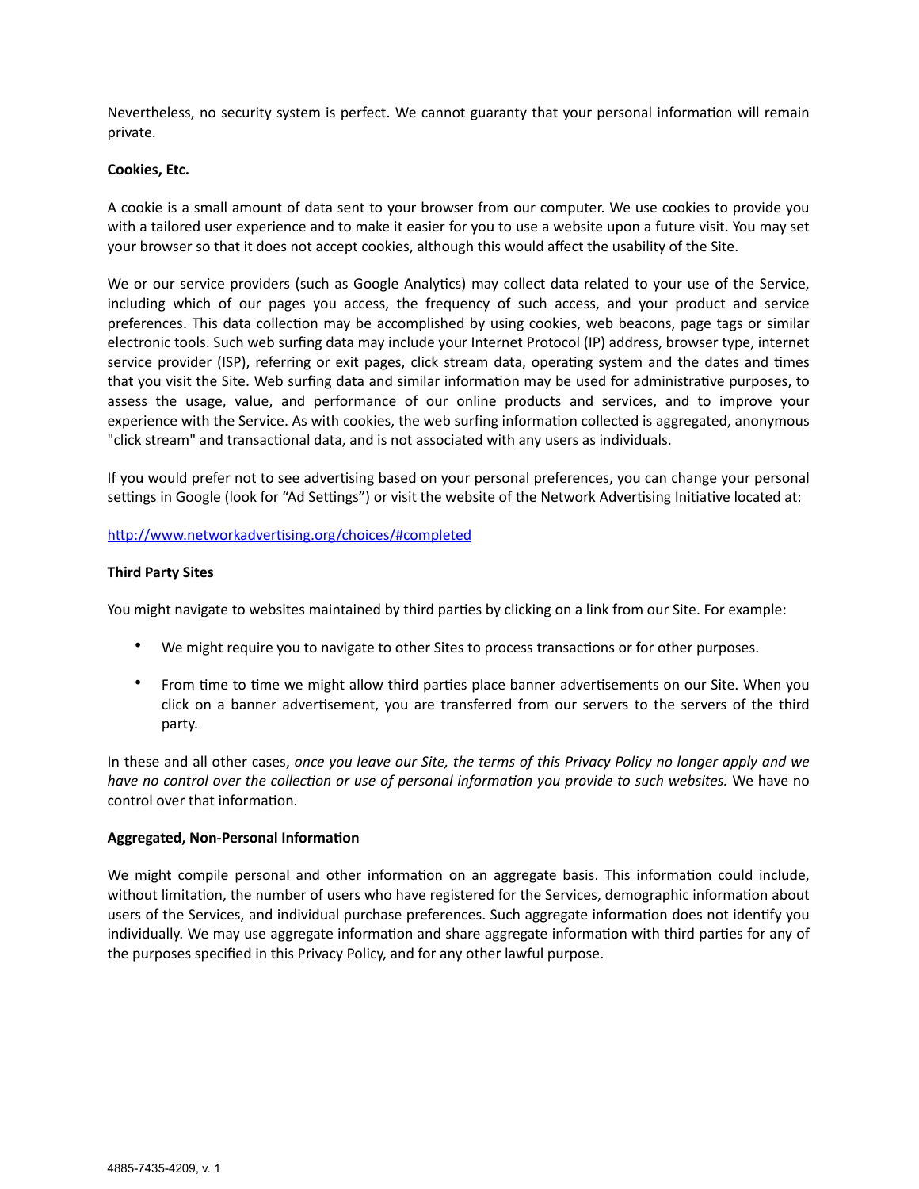Nevertheless, no security system is perfect. We cannot guaranty that your personal information will remain private.

**Cookies, Etc.**

A cookie is a small amount of data sent to your browser from our computer. We use cookies to provide you with a tailored user experience and to make it easier for you to use a website upon a future visit. You may set your browser so that it does not accept cookies, although this would affect the usability of the Site.

We or our service providers (such as Google Analytics) may collect data related to your use of the Service, including which of our pages you access, the frequency of such access, and your product and service preferences. This data collection may be accomplished by using cookies, web beacons, page tags or similar electronic tools. Such web surfing data may include your Internet Protocol (IP) address, browser type, internet service provider (ISP), referring or exit pages, click stream data, operating system and the dates and times that you visit the Site. Web surfing data and similar information may be used for administrative purposes, to assess the usage, value, and performance of our online products and services, and to improve your experience with the Service. As with cookies, the web surfing information collected is aggregated, anonymous "click stream" and transactional data, and is not associated with any users as individuals.

If you would prefer not to see advertising based on your personal preferences, you can change your personal settings in Google (look for "Ad Settings") or visit the website of the Network Advertising Initiative located at:

[http://www.networkadvertising.org/choices/#completed](http://www.networkadvertising.org/choices/#completed)

**Third Party Sites**

You might navigate to websites maintained by third parties by clicking on a link from our Site. For example:

- We might require you to navigate to other Sites to process transactions or for other purposes.
- From time to time we might allow third parties place banner advertisements on our Site. When you click on a banner advertisement, you are transferred from our servers to the servers of the third party.

In these and all other cases, *once you leave our Site, the terms of this Privacy Policy no longer apply and we have no control over the collection or use of personal information you provide to such websites.* We have no control over that information.

**Aggregated, Non-Personal Information**

We might compile personal and other information on an aggregate basis. This information could include, without limitation, the number of users who have registered for the Services, demographic information about users of the Services, and individual purchase preferences. Such aggregate information does not identify you individually. We may use aggregate information and share aggregate information with third parties for any of the purposes specified in this Privacy Policy, and for any other lawful purpose.

4885-7435-4209, v. 1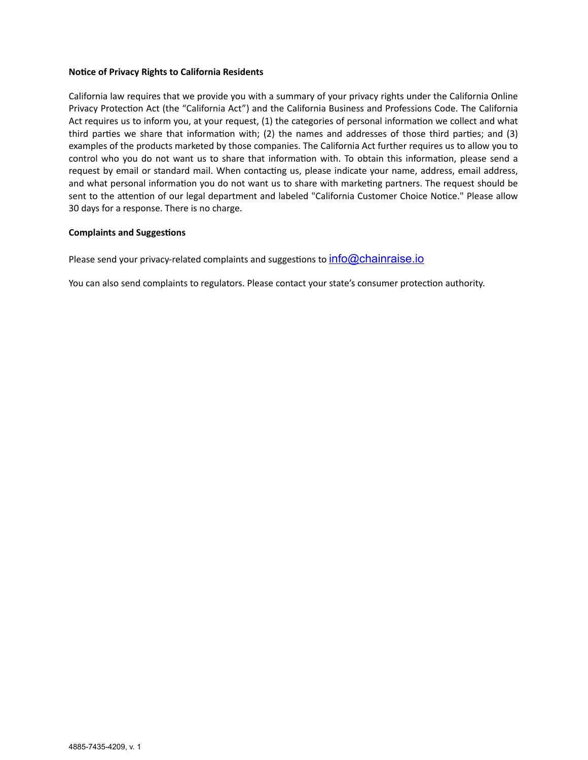**Notice of Privacy Rights to California Residents**

California law requires that we provide you with a summary of your privacy rights under the California Online Privacy Protection Act (the "California Act") and the California Business and Professions Code. The California Act requires us to inform you, at your request, (1) the categories of personal information we collect and what third parties we share that information with; (2) the names and addresses of those third parties; and (3) examples of the products marketed by those companies. The California Act further requires us to allow you to control who you do not want us to share that information with. To obtain this information, please send a request by email or standard mail. When contacting us, please indicate your name, address, email address, and what personal information you do not want us to share with marketing partners. The request should be sent to the attention of our legal department and labeled "California Customer Choice Notice." Please allow 30 days for a response. There is no charge.

**Complaints and Suggestions**

Please send your privacy-related complaints and suggestions to info@chainraise.io

You can also send complaints to regulators. Please contact your state's consumer protection authority.

4885-7435-4209, v. 1